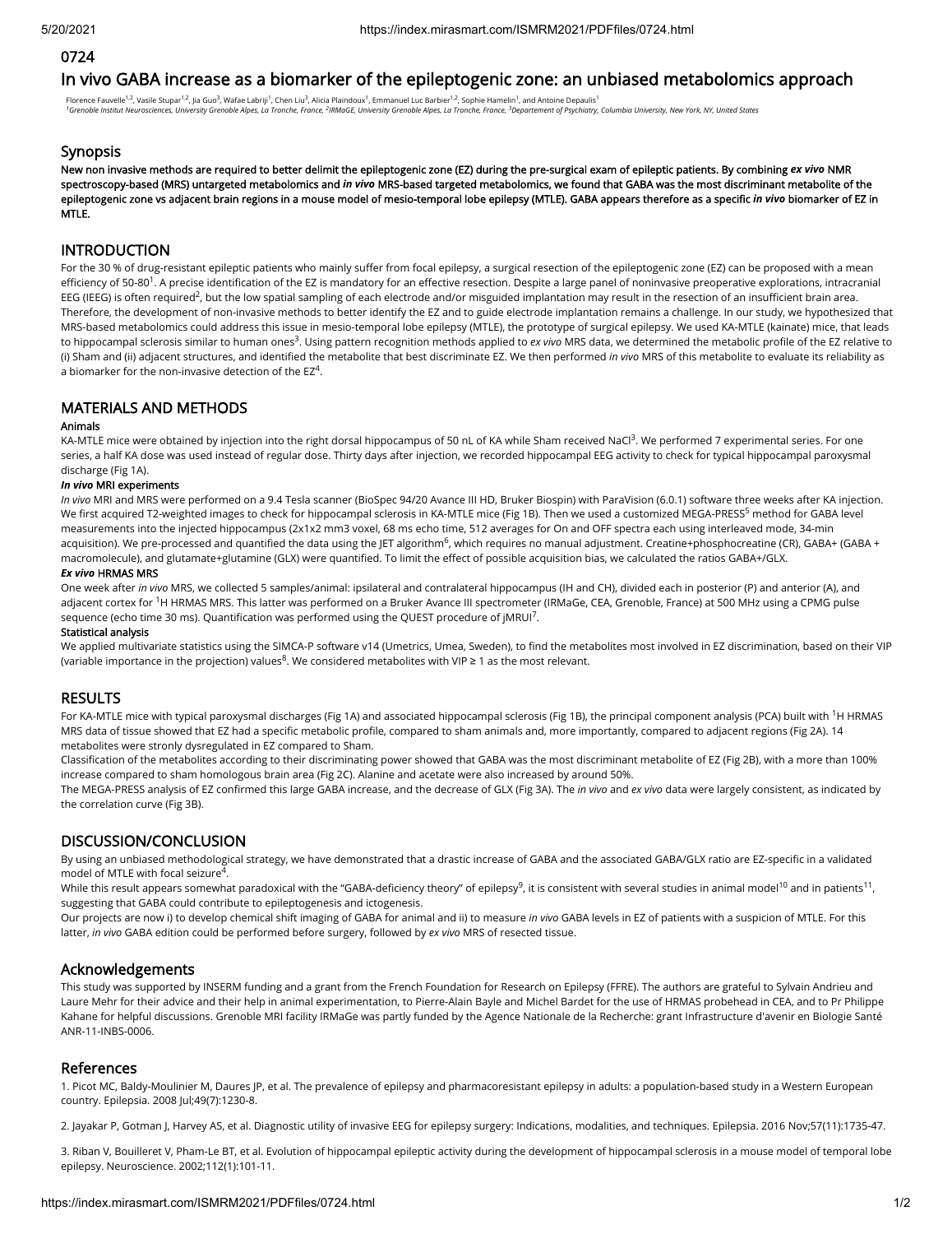0724

# In vivo GABA increase as a biomarker of the epileptogenic zone: an unbiased metabolomics approach

Florence Fauvelle[1,2], Vasile Stupar[1,2], Jia Guo[3], Wafae Labriji[1], Chen Liu[3], Alicia Plaindoux[1], Emmanuel Luc Barbier[1,2], Sophie Hamelin[1], and Antoine Depaulis[1]
[1]Grenoble Institut Neurosciences, University Grenoble Alpes, La Tronche, France, [2]IRMaGE, University Grenoble Alpes, La Tronche, France, [3]Departement of Psychiatry, Columbia University, New York, NY, United States

## Synopsis

**New non invasive methods are required to better delimit the epileptogenic zone (EZ) during the pre-surgical exam of epileptic patients. By combining *ex vivo* NMR spectroscopy-based (MRS) untargeted metabolomics and *in vivo* MRS-based targeted metabolomics, we found that GABA was the most discriminant metabolite of the epileptogenic zone vs adjacent brain regions in a mouse model of mesio-temporal lobe epilepsy (MTLE). GABA appears therefore as a specific *in vivo* biomarker of EZ in MTLE.**

## INTRODUCTION

For the 30 % of drug-resistant epileptic patients who mainly suffer from focal epilepsy, a surgical resection of the epileptogenic zone (EZ) can be proposed with a mean efficiency of 50-80[1]. A precise identification of the EZ is mandatory for an effective resection. Despite a large panel of noninvasive preoperative explorations, intracranial EEG (IEEG) is often required[2], but the low spatial sampling of each electrode and/or misguided implantation may result in the resection of an insufficient brain area. Therefore, the development of non-invasive methods to better identify the EZ and to guide electrode implantation remains a challenge. In our study, we hypothesized that MRS-based metabolomics could address this issue in mesio-temporal lobe epilepsy (MTLE), the prototype of surgical epilepsy. We used KA-MTLE (kainate) mice, that leads to hippocampal sclerosis similar to human ones[3]. Using pattern recognition methods applied to *ex vivo* MRS data, we determined the metabolic profile of the EZ relative to (i) Sham and (ii) adjacent structures, and identified the metabolite that best discriminate EZ. We then performed *in vivo* MRS of this metabolite to evaluate its reliability as a biomarker for the non-invasive detection of the EZ[4].

## MATERIALS AND METHODS

**Animals**

KA-MTLE mice were obtained by injection into the right dorsal hippocampus of 50 nL of KA while Sham received NaCl[3]. We performed 7 experimental series. For one series, a half KA dose was used instead of regular dose. Thirty days after injection, we recorded hippocampal EEG activity to check for typical hippocampal paroxysmal discharge (Fig 1A).

***In vivo* MRI experiments**

*In vivo* MRI and MRS were performed on a 9.4 Tesla scanner (BioSpec 94/20 Avance III HD, Bruker Biospin) with ParaVision (6.0.1) software three weeks after KA injection. We first acquired T2-weighted images to check for hippocampal sclerosis in KA-MTLE mice (Fig 1B). Then we used a customized MEGA-PRESS[5] method for GABA level measurements into the injected hippocampus (2x1x2 mm3 voxel, 68 ms echo time, 512 averages for On and OFF spectra each using interleaved mode, 34-min acquisition). We pre-processed and quantified the data using the JET algorithm[6], which requires no manual adjustment. Creatine+phosphocreatine (CR), GABA+ (GABA + macromolecule), and glutamate+glutamine (GLX) were quantified. To limit the effect of possible acquisition bias, we calculated the ratios GABA+/GLX.

***Ex vivo* HRMAS MRS**

One week after *in vivo* MRS, we collected 5 samples/animal: ipsilateral and contralateral hippocampus (IH and CH), divided each in posterior (P) and anterior (A), and adjacent cortex for $^1$H HRMAS MRS. This latter was performed on a Bruker Avance III spectrometer (IRMaGe, CEA, Grenoble, France) at 500 MHz using a CPMG pulse sequence (echo time 30 ms). Quantification was performed using the QUEST procedure of jMRUI[7].

**Statistical analysis**

We applied multivariate statistics using the SIMCA-P software v14 (Umetrics, Umea, Sweden), to find the metabolites most involved in EZ discrimination, based on their VIP (variable importance in the projection) values[8]. We considered metabolites with VIP ≥ 1 as the most relevant.

## RESULTS

For KA-MTLE mice with typical paroxysmal discharges (Fig 1A) and associated hippocampal sclerosis (Fig 1B), the principal component analysis (PCA) built with $^1$H HRMAS MRS data of tissue showed that EZ had a specific metabolic profile, compared to sham animals and, more importantly, compared to adjacent regions (Fig 2A). 14 metabolites were strongly dysregulated in EZ compared to Sham.

Classification of the metabolites according to their discriminating power showed that GABA was the most discriminant metabolite of EZ (Fig 2B), with a more than 100% increase compared to sham homologous brain area (Fig 2C). Alanine and acetate were also increased by around 50%.

The MEGA-PRESS analysis of EZ confirmed this large GABA increase, and the decrease of GLX (Fig 3A). The *in vivo* and *ex vivo* data were largely consistent, as indicated by the correlation curve (Fig 3B).

## DISCUSSION/CONCLUSION

By using an unbiased methodological strategy, we have demonstrated that a drastic increase of GABA and the associated GABA/GLX ratio are EZ-specific in a validated model of MTLE with focal seizure[4].

While this result appears somewhat paradoxical with the "GABA-deficiency theory" of epilepsy[9], it is consistent with several studies in animal model[10] and in patients[11], suggesting that GABA could contribute to epileptogenesis and ictogenesis.

Our projects are now i) to develop chemical shift imaging of GABA for animal and ii) to measure *in vivo* GABA levels in EZ of patients with a suspicion of MTLE. For this latter, *in vivo* GABA edition could be performed before surgery, followed by *ex vivo* MRS of resected tissue.

## Acknowledgements

This study was supported by INSERM funding and a grant from the French Foundation for Research on Epilepsy (FFRE). The authors are grateful to Sylvain Andrieu and Laure Mehr for their advice and their help in animal experimentation, to Pierre-Alain Bayle and Michel Bardet for the use of HRMAS probehead in CEA, and to Pr Philippe Kahane for helpful discussions. Grenoble MRI facility IRMaGe was partly funded by the Agence Nationale de la Recherche: grant Infrastructure d'avenir en Biologie Santé ANR-11-INBS-0006.

## References

1. Picot MC, Baldy-Moulinier M, Daures JP, et al. The prevalence of epilepsy and pharmacoresistant epilepsy in adults: a population-based study in a Western European country. Epilepsia. 2008 Jul;49(7):1230-8.

2. Jayakar P, Gotman J, Harvey AS, et al. Diagnostic utility of invasive EEG for epilepsy surgery: Indications, modalities, and techniques. Epilepsia. 2016 Nov;57(11):1735-47.

3. Riban V, Bouilleret V, Pham-Le BT, et al. Evolution of hippocampal epileptic activity during the development of hippocampal sclerosis in a mouse model of temporal lobe epilepsy. Neuroscience. 2002;112(1):101-11.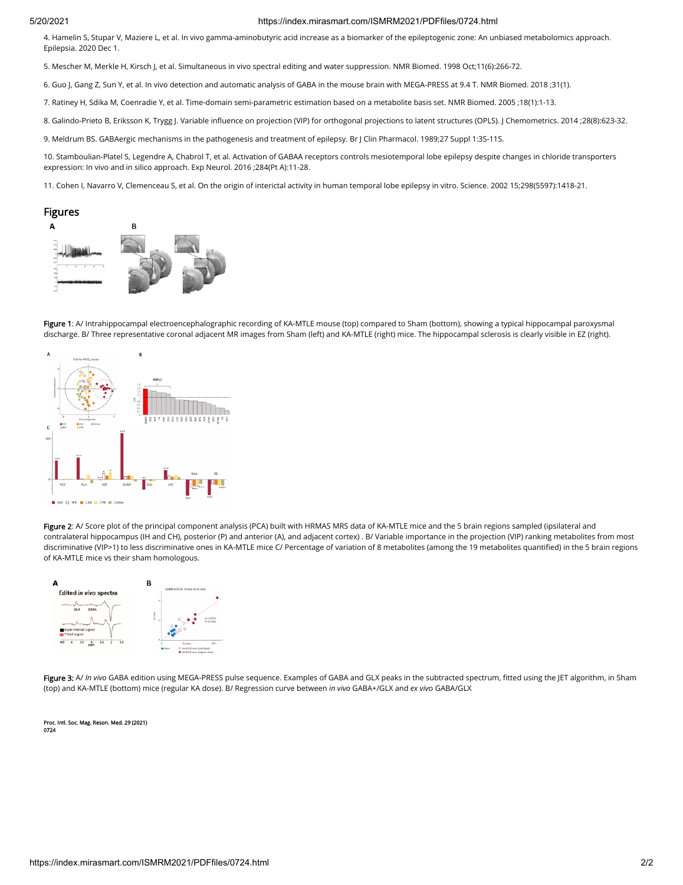4. Hamelin S, Stupar V, Maziere L, et al. In vivo gamma-aminobutyric acid increase as a biomarker of the epileptogenic zone: An unbiased metabolomics approach. Epilepsia. 2020 Dec 1.

5. Mescher M, Merkle H, Kirsch J, et al. Simultaneous in vivo spectral editing and water suppression. NMR Biomed. 1998 Oct;11(6):266-72.

6. Guo J, Gang Z, Sun Y, et al. In vivo detection and automatic analysis of GABA in the mouse brain with MEGA-PRESS at 9.4 T. NMR Biomed. 2018 ;31(1).

7. Ratiney H, Sdika M, Coenradie Y, et al. Time-domain semi-parametric estimation based on a metabolite basis set. NMR Biomed. 2005 ;18(1):1-13.

8. Galindo-Prieto B, Eriksson K, Trygg J. Variable influence on projection (VIP) for orthogonal projections to latent structures (OPLS). J Chemometrics. 2014 ;28(8):623-32.

9. Meldrum BS. GABAergic mechanisms in the pathogenesis and treatment of epilepsy. Br J Clin Pharmacol. 1989;27 Suppl 1:3S-11S.

10. Stamboulian-Platel S, Legendre A, Chabrol T, et al. Activation of GABAA receptors controls mesiotemporal lobe epilepsy despite changes in chloride transporters expression: In vivo and in silico approach. Exp Neurol. 2016 ;284(Pt A):11-28.

11. Cohen I, Navarro V, Clemenceau S, et al. On the origin of interictal activity in human temporal lobe epilepsy in vitro. Science. 2002 15;298(5597):1418-21.

## Figures

**Figure 1**: A/ Intrahippocampal electroencephalographic recording of KA-MTLE mouse (top) compared to Sham (bottom), showing a typical hippocampal paroxysmal discharge. B/ Three representative coronal adjacent MR images from Sham (left) and KA-MTLE (right) mice. The hippocampal sclerosis is clearly visible in EZ (right).

**Figure 2**: A/ Score plot of the principal component analysis (PCA) built with HRMAS MRS data of KA-MTLE mice and the 5 brain regions sampled (ipsilateral and contralateral hippocampus (IH and CH), posterior (P) and anterior (A), and adjacent cortex) . B/ Variable importance in the projection (VIP) ranking metabolites from most discriminative (VIP>1) to less discriminative ones in KA-MTLE mice C/ Percentage of variation of 8 metabolites (among the 19 metabolites quantified) in the 5 brain regions of KA-MTLE mice vs their sham homologous.

**Figure 3**: A/ *In vivo* GABA edition using MEGA-PRESS pulse sequence. Examples of GABA and GLX peaks in the subtracted spectrum, fitted using the JET algorithm, in Sham (top) and KA-MTLE (bottom) mice (regular KA dose). B/ Regression curve between *in vivo* GABA+/GLX and *ex vivo* GABA/GLX

Proc. Intl. Soc. Mag. Reson. Med. 29 (2021)
0724